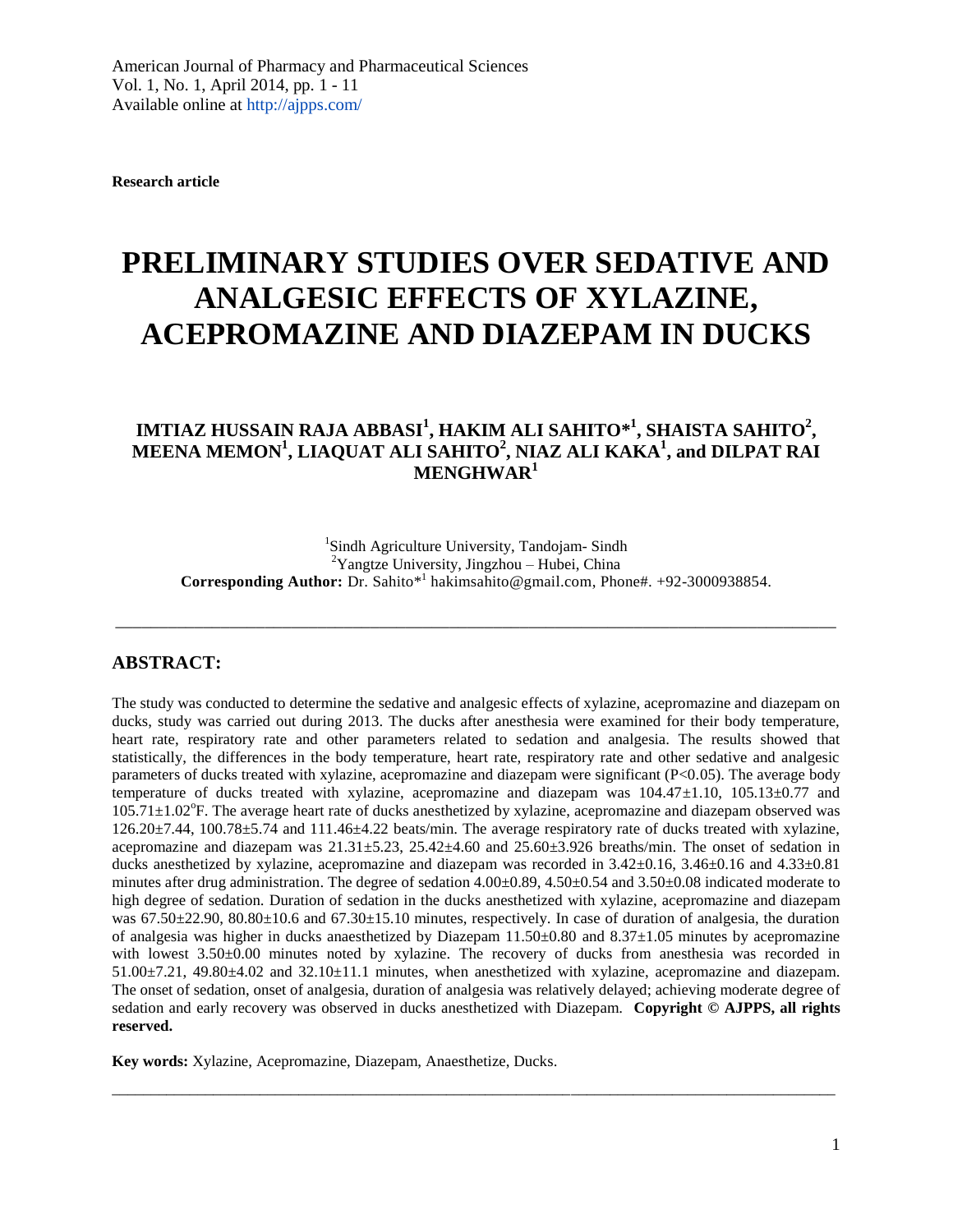**Research article**

# PRELIMINARY STUDIES OVER SEDATIVE AND ANALGESIC EFFECTS OF XYLAZINE, ACEPROMAZINE AND DIAZEPAM IN DUCKS

**IMTIAZ HUSSAIN RAJA ABBASI[1], HAKIM ALI SAHITO*[1], SHAISTA SAHITO[2], MEENA MEMON[1], LIAQUAT ALI SAHITO[2], NIAZ ALI KAKA[1], and DILPAT RAI MENGHWAR[1]**

[1]Sindh Agriculture University, Tandojam- Sindh
[2]Yangtze University, Jingzhou – Hubei, China
**Corresponding Author:** Dr. Sahito*[1] hakimsahito@gmail.com, Phone#. +92-3000938854.

---

## ABSTRACT:

The study was conducted to determine the sedative and analgesic effects of xylazine, acepromazine and diazepam on ducks, study was carried out during 2013. The ducks after anesthesia were examined for their body temperature, heart rate, respiratory rate and other parameters related to sedation and analgesia. The results showed that statistically, the differences in the body temperature, heart rate, respiratory rate and other sedative and analgesic parameters of ducks treated with xylazine, acepromazine and diazepam were significant ($P<0.05$). The average body temperature of ducks treated with xylazine, acepromazine and diazepam was $104.47\pm1.10$, $105.13\pm0.77$ and $105.71\pm1.02^{o}$F. The average heart rate of ducks anesthetized by xylazine, acepromazine and diazepam observed was $126.20\pm7.44$, $100.78\pm5.74$ and $111.46\pm4.22$ beats/min. The average respiratory rate of ducks treated with xylazine, acepromazine and diazepam was $21.31\pm5.23$, $25.42\pm4.60$ and $25.60\pm3.926$ breaths/min. The onset of sedation in ducks anesthetized by xylazine, acepromazine and diazepam was recorded in $3.42\pm0.16$, $3.46\pm0.16$ and $4.33\pm0.81$ minutes after drug administration. The degree of sedation $4.00\pm0.89$, $4.50\pm0.54$ and $3.50\pm0.08$ indicated moderate to high degree of sedation. Duration of sedation in the ducks anesthetized with xylazine, acepromazine and diazepam was $67.50\pm22.90$, $80.80\pm10.6$ and $67.30\pm15.10$ minutes, respectively. In case of duration of analgesia, the duration of analgesia was higher in ducks anaesthetized by Diazepam $11.50\pm0.80$ and $8.37\pm1.05$ minutes by acepromazine with lowest $3.50\pm0.00$ minutes noted by xylazine. The recovery of ducks from anesthesia was recorded in $51.00\pm7.21$, $49.80\pm4.02$ and $32.10\pm11.1$ minutes, when anesthetized with xylazine, acepromazine and diazepam. The onset of sedation, onset of analgesia, duration of analgesia was relatively delayed; achieving moderate degree of sedation and early recovery was observed in ducks anesthetized with Diazepam. **Copyright © AJPPS, all rights reserved.**

**Key words:** Xylazine, Acepromazine, Diazepam, Anaesthetize, Ducks.

---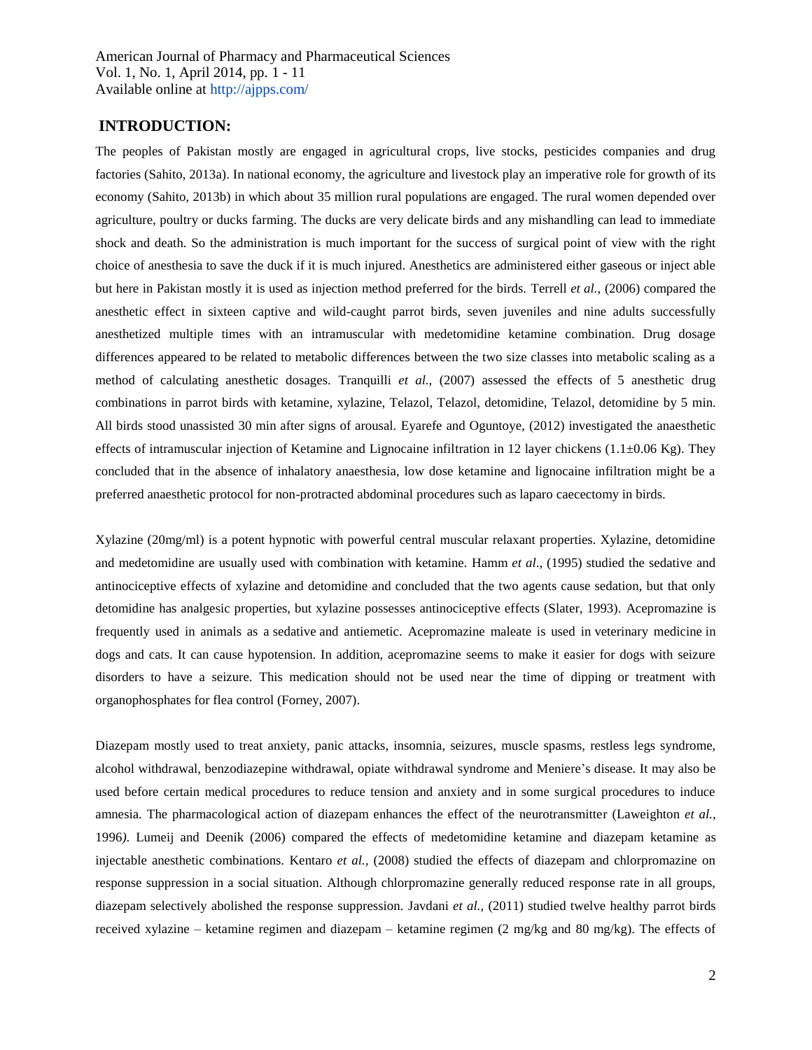## INTRODUCTION:

The peoples of Pakistan mostly are engaged in agricultural crops, live stocks, pesticides companies and drug factories (Sahito, 2013a). In national economy, the agriculture and livestock play an imperative role for growth of its economy (Sahito, 2013b) in which about 35 million rural populations are engaged. The rural women depended over agriculture, poultry or ducks farming. The ducks are very delicate birds and any mishandling can lead to immediate shock and death. So the administration is much important for the success of surgical point of view with the right choice of anesthesia to save the duck if it is much injured. Anesthetics are administered either gaseous or inject able but here in Pakistan mostly it is used as injection method preferred for the birds. Terrell *et al.,* (2006) compared the anesthetic effect in sixteen captive and wild-caught parrot birds, seven juveniles and nine adults successfully anesthetized multiple times with an intramuscular with medetomidine ketamine combination. Drug dosage differences appeared to be related to metabolic differences between the two size classes into metabolic scaling as a method of calculating anesthetic dosages. Tranquilli *et al.,* (2007) assessed the effects of 5 anesthetic drug combinations in parrot birds with ketamine, xylazine, Telazol, Telazol, detomidine, Telazol, detomidine by 5 min. All birds stood unassisted 30 min after signs of arousal. Eyarefe and Oguntoye, (2012) investigated the anaesthetic effects of intramuscular injection of Ketamine and Lignocaine infiltration in 12 layer chickens (1.1±0.06 Kg). They concluded that in the absence of inhalatory anaesthesia, low dose ketamine and lignocaine infiltration might be a preferred anaesthetic protocol for non-protracted abdominal procedures such as laparo caecectomy in birds.

Xylazine (20mg/ml) is a potent hypnotic with powerful central muscular relaxant properties. Xylazine, detomidine and medetomidine are usually used with combination with ketamine. Hamm *et al*., (1995) studied the sedative and antinociceptive effects of xylazine and detomidine and concluded that the two agents cause sedation, but that only detomidine has analgesic properties, but xylazine possesses antinociceptive effects (Slater, 1993). Acepromazine is frequently used in animals as a sedative and antiemetic. Acepromazine maleate is used in veterinary medicine in dogs and cats. It can cause hypotension. In addition, acepromazine seems to make it easier for dogs with seizure disorders to have a seizure. This medication should not be used near the time of dipping or treatment with organophosphates for flea control (Forney, 2007).

Diazepam mostly used to treat anxiety, panic attacks, insomnia, seizures, muscle spasms, restless legs syndrome, alcohol withdrawal, benzodiazepine withdrawal, opiate withdrawal syndrome and Meniere's disease. It may also be used before certain medical procedures to reduce tension and anxiety and in some surgical procedures to induce amnesia. The pharmacological action of diazepam enhances the effect of the neurotransmitter (Laweighton *et al.,* 1996*).* Lumeij and Deenik (2006) compared the effects of medetomidine ketamine and diazepam ketamine as injectable anesthetic combinations. Kentaro *et al.,* (2008) studied the effects of diazepam and chlorpromazine on response suppression in a social situation. Although chlorpromazine generally reduced response rate in all groups, diazepam selectively abolished the response suppression. Javdani *et al.,* (2011) studied twelve healthy parrot birds received xylazine – ketamine regimen and diazepam – ketamine regimen (2 mg/kg and 80 mg/kg). The effects of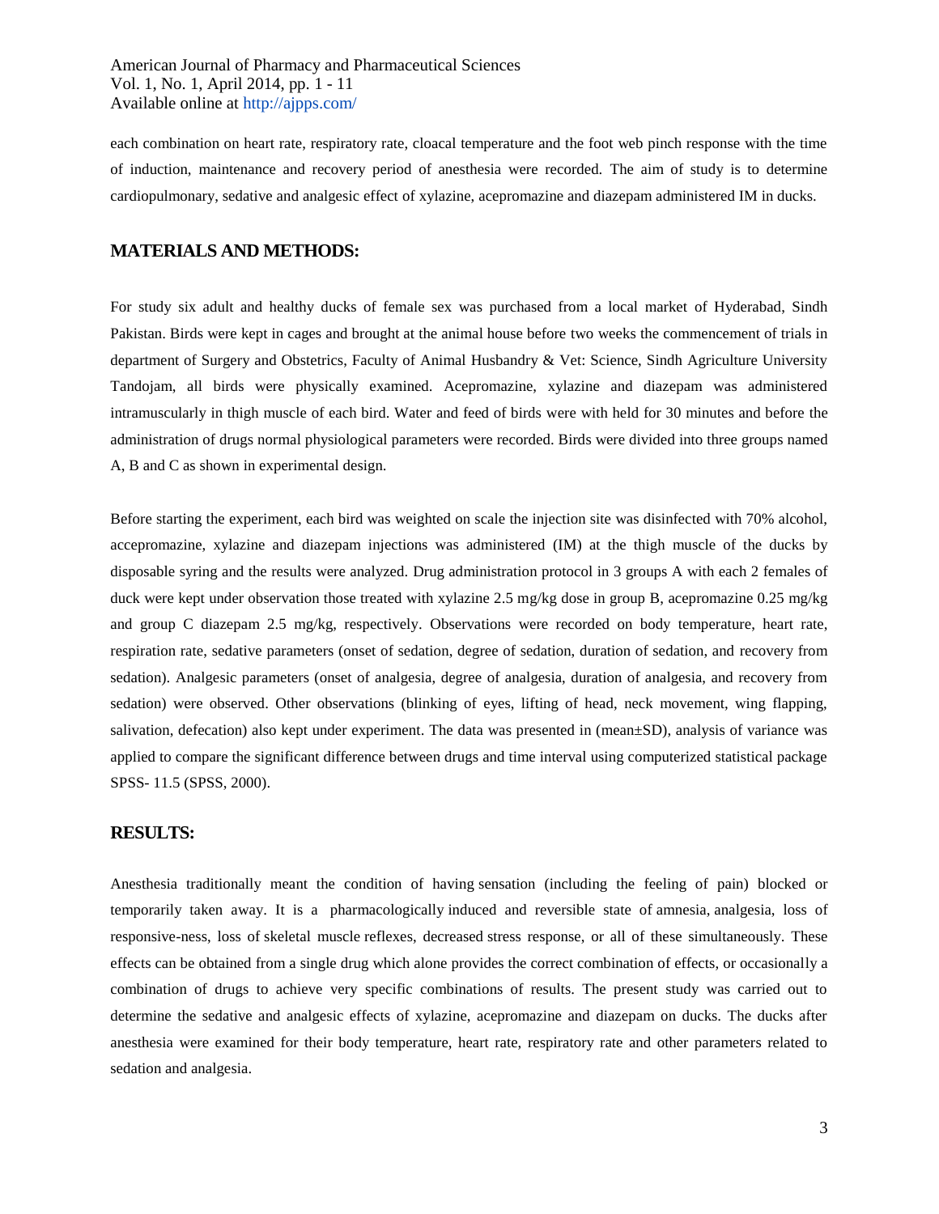each combination on heart rate, respiratory rate, cloacal temperature and the foot web pinch response with the time of induction, maintenance and recovery period of anesthesia were recorded. The aim of study is to determine cardiopulmonary, sedative and analgesic effect of xylazine, acepromazine and diazepam administered IM in ducks.

## MATERIALS AND METHODS:

For study six adult and healthy ducks of female sex was purchased from a local market of Hyderabad, Sindh Pakistan. Birds were kept in cages and brought at the animal house before two weeks the commencement of trials in department of Surgery and Obstetrics, Faculty of Animal Husbandry & Vet: Science, Sindh Agriculture University Tandojam, all birds were physically examined. Acepromazine, xylazine and diazepam was administered intramuscularly in thigh muscle of each bird. Water and feed of birds were with held for 30 minutes and before the administration of drugs normal physiological parameters were recorded. Birds were divided into three groups named A, B and C as shown in experimental design.

Before starting the experiment, each bird was weighted on scale the injection site was disinfected with 70% alcohol, accepromazine, xylazine and diazepam injections was administered (IM) at the thigh muscle of the ducks by disposable syring and the results were analyzed. Drug administration protocol in 3 groups A with each 2 females of duck were kept under observation those treated with xylazine 2.5 mg/kg dose in group B, acepromazine 0.25 mg/kg and group C diazepam 2.5 mg/kg, respectively. Observations were recorded on body temperature, heart rate, respiration rate, sedative parameters (onset of sedation, degree of sedation, duration of sedation, and recovery from sedation). Analgesic parameters (onset of analgesia, degree of analgesia, duration of analgesia, and recovery from sedation) were observed. Other observations (blinking of eyes, lifting of head, neck movement, wing flapping, salivation, defecation) also kept under experiment. The data was presented in (mean±SD), analysis of variance was applied to compare the significant difference between drugs and time interval using computerized statistical package SPSS- 11.5 (SPSS, 2000).

## RESULTS:

Anesthesia traditionally meant the condition of having sensation (including the feeling of pain) blocked or temporarily taken away. It is a pharmacologically induced and reversible state of amnesia, analgesia, loss of responsive-ness, loss of skeletal muscle reflexes, decreased stress response, or all of these simultaneously. These effects can be obtained from a single drug which alone provides the correct combination of effects, or occasionally a combination of drugs to achieve very specific combinations of results. The present study was carried out to determine the sedative and analgesic effects of xylazine, acepromazine and diazepam on ducks. The ducks after anesthesia were examined for their body temperature, heart rate, respiratory rate and other parameters related to sedation and analgesia.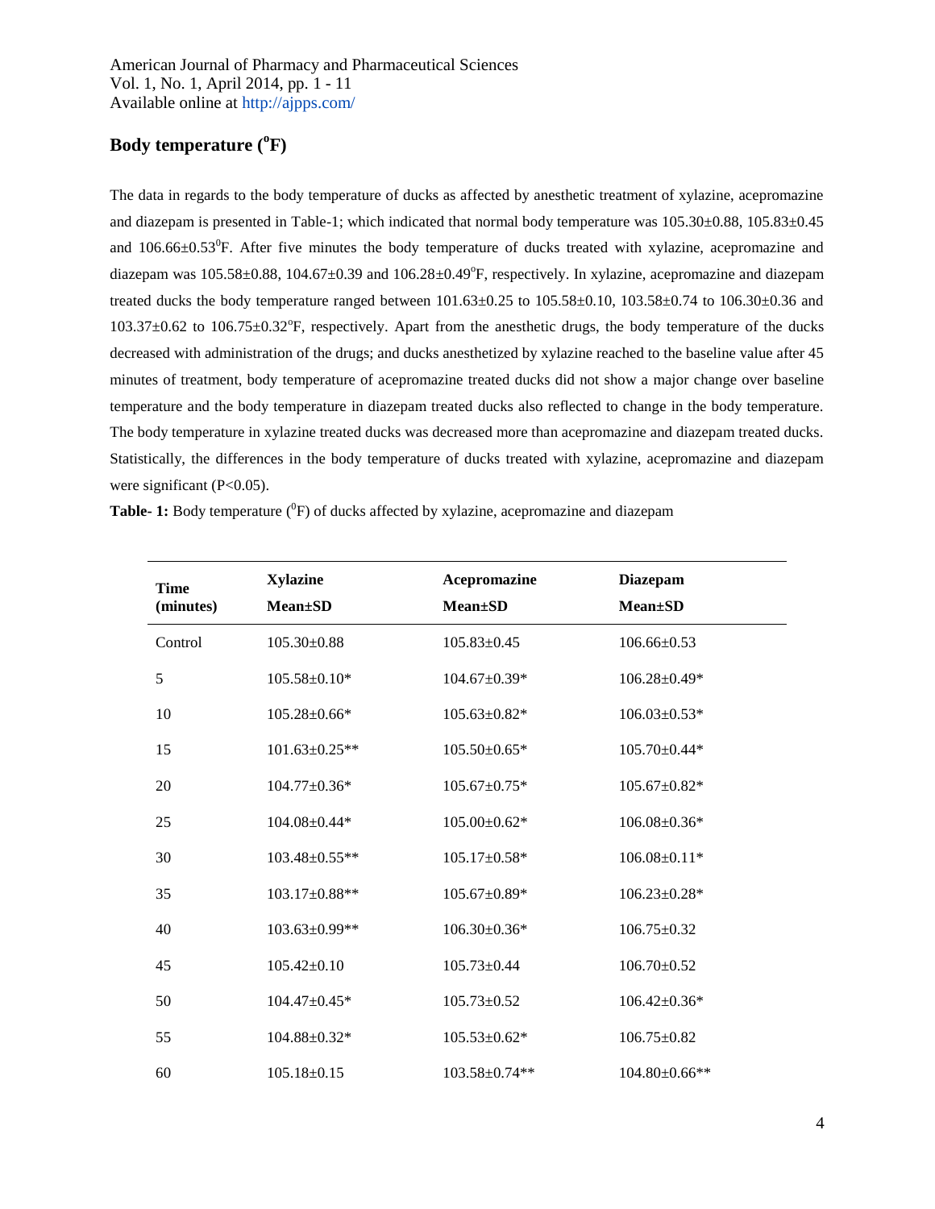## Body temperature ($^{o}$F)

The data in regards to the body temperature of ducks as affected by anesthetic treatment of xylazine, acepromazine and diazepam is presented in Table-1; which indicated that normal body temperature was 105.30±0.88, 105.83±0.45 and 106.66±0.53$^{0}$F. After five minutes the body temperature of ducks treated with xylazine, acepromazine and diazepam was 105.58±0.88, 104.67±0.39 and 106.28±0.49$^{o}$F, respectively. In xylazine, acepromazine and diazepam treated ducks the body temperature ranged between 101.63±0.25 to 105.58±0.10, 103.58±0.74 to 106.30±0.36 and 103.37±0.62 to 106.75±0.32$^{o}$F, respectively. Apart from the anesthetic drugs, the body temperature of the ducks decreased with administration of the drugs; and ducks anesthetized by xylazine reached to the baseline value after 45 minutes of treatment, body temperature of acepromazine treated ducks did not show a major change over baseline temperature and the body temperature in diazepam treated ducks also reflected to change in the body temperature. The body temperature in xylazine treated ducks was decreased more than acepromazine and diazepam treated ducks. Statistically, the differences in the body temperature of ducks treated with xylazine, acepromazine and diazepam were significant ($P<0.05$).

**Table- 1:** Body temperature ($^{0}$F) of ducks affected by xylazine, acepromazine and diazepam

| Time (minutes) | Xylazine Mean±SD | Acepromazine Mean±SD | Diazepam Mean±SD |
|---|---|---|---|
| Control | 105.30±0.88 | 105.83±0.45 | 106.66±0.53 |
| 5 | 105.58±0.10* | 104.67±0.39* | 106.28±0.49* |
| 10 | 105.28±0.66* | 105.63±0.82* | 106.03±0.53* |
| 15 | 101.63±0.25** | 105.50±0.65* | 105.70±0.44* |
| 20 | 104.77±0.36* | 105.67±0.75* | 105.67±0.82* |
| 25 | 104.08±0.44* | 105.00±0.62* | 106.08±0.36* |
| 30 | 103.48±0.55** | 105.17±0.58* | 106.08±0.11* |
| 35 | 103.17±0.88** | 105.67±0.89* | 106.23±0.28* |
| 40 | 103.63±0.99** | 106.30±0.36* | 106.75±0.32 |
| 45 | 105.42±0.10 | 105.73±0.44 | 106.70±0.52 |
| 50 | 104.47±0.45* | 105.73±0.52 | 106.42±0.36* |
| 55 | 104.88±0.32* | 105.53±0.62* | 106.75±0.82 |
| 60 | 105.18±0.15 | 103.58±0.74** | 104.80±0.66** |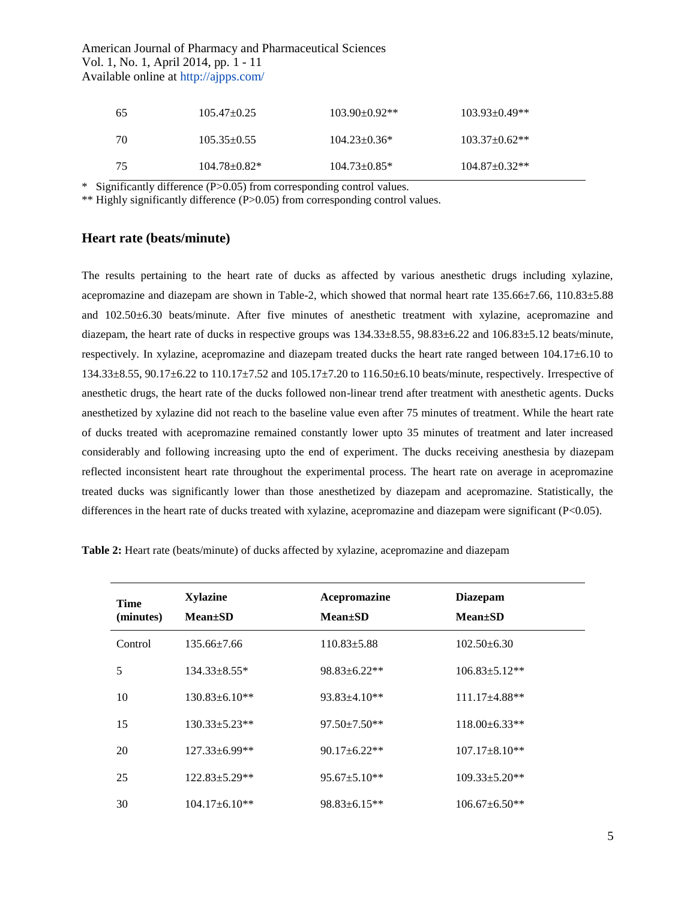| 65 | 105.47±0.25 | 103.90±0.92** | 103.93±0.49** |
|---|---|---|---|
| 70 | 105.35±0.55 | 104.23±0.36* | 103.37±0.62** |
| 75 | 104.78±0.82* | 104.73±0.85* | 104.87±0.32** |

* Significantly difference (P>0.05) from corresponding control values.

** Highly significantly difference (P>0.05) from corresponding control values.

## Heart rate (beats/minute)

The results pertaining to the heart rate of ducks as affected by various anesthetic drugs including xylazine, acepromazine and diazepam are shown in Table-2, which showed that normal heart rate 135.66±7.66, 110.83±5.88 and 102.50±6.30 beats/minute. After five minutes of anesthetic treatment with xylazine, acepromazine and diazepam, the heart rate of ducks in respective groups was 134.33±8.55, 98.83±6.22 and 106.83±5.12 beats/minute, respectively. In xylazine, acepromazine and diazepam treated ducks the heart rate ranged between 104.17±6.10 to 134.33±8.55, 90.17±6.22 to 110.17±7.52 and 105.17±7.20 to 116.50±6.10 beats/minute, respectively. Irrespective of anesthetic drugs, the heart rate of the ducks followed non-linear trend after treatment with anesthetic agents. Ducks anesthetized by xylazine did not reach to the baseline value even after 75 minutes of treatment. While the heart rate of ducks treated with acepromazine remained constantly lower upto 35 minutes of treatment and later increased considerably and following increasing upto the end of experiment. The ducks receiving anesthesia by diazepam reflected inconsistent heart rate throughout the experimental process. The heart rate on average in acepromazine treated ducks was significantly lower than those anesthetized by diazepam and acepromazine. Statistically, the differences in the heart rate of ducks treated with xylazine, acepromazine and diazepam were significant ($P<0.05$).

**Table 2:** Heart rate (beats/minute) of ducks affected by xylazine, acepromazine and diazepam

| Time (minutes) | Xylazine Mean±SD | Acepromazine Mean±SD | Diazepam Mean±SD |
|---|---|---|---|
| Control | 135.66±7.66 | 110.83±5.88 | 102.50±6.30 |
| 5 | 134.33±8.55* | 98.83±6.22** | 106.83±5.12** |
| 10 | 130.83±6.10** | 93.83±4.10** | 111.17±4.88** |
| 15 | 130.33±5.23** | 97.50±7.50** | 118.00±6.33** |
| 20 | 127.33±6.99** | 90.17±6.22** | 107.17±8.10** |
| 25 | 122.83±5.29** | 95.67±5.10** | 109.33±5.20** |
| 30 | 104.17±6.10** | 98.83±6.15** | 106.67±6.50** |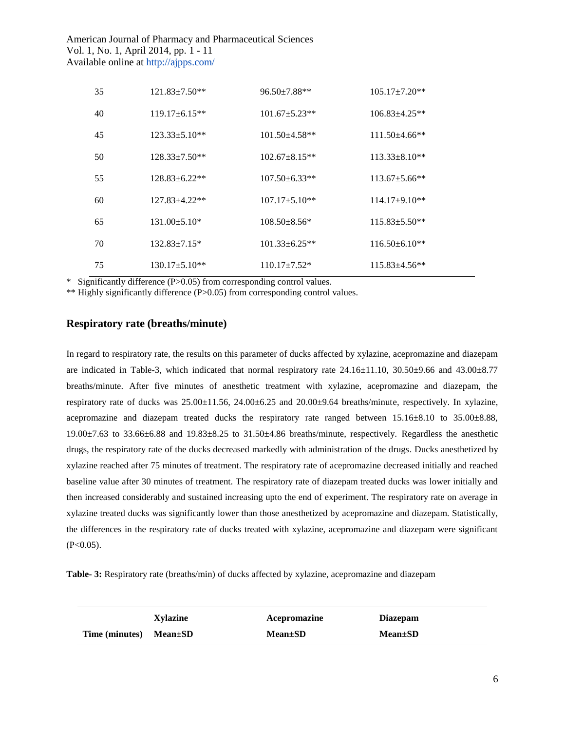| 35 | 121.83±7.50** | 96.50±7.88** | 105.17±7.20** |
|---|---|---|---|
| 40 | 119.17±6.15** | 101.67±5.23** | 106.83±4.25** |
| 45 | 123.33±5.10** | 101.50±4.58** | 111.50±4.66** |
| 50 | 128.33±7.50** | 102.67±8.15** | 113.33±8.10** |
| 55 | 128.83±6.22** | 107.50±6.33** | 113.67±5.66** |
| 60 | 127.83±4.22** | 107.17±5.10** | 114.17±9.10** |
| 65 | 131.00±5.10* | 108.50±8.56* | 115.83±5.50** |
| 70 | 132.83±7.15* | 101.33±6.25** | 116.50±6.10** |
| 75 | 130.17±5.10** | 110.17±7.52* | 115.83±4.56** |

\* Significantly difference (P>0.05) from corresponding control values.

\*\* Highly significantly difference (P>0.05) from corresponding control values.

## Respiratory rate (breaths/minute)

In regard to respiratory rate, the results on this parameter of ducks affected by xylazine, acepromazine and diazepam are indicated in Table-3, which indicated that normal respiratory rate 24.16±11.10, 30.50±9.66 and 43.00±8.77 breaths/minute. After five minutes of anesthetic treatment with xylazine, acepromazine and diazepam, the respiratory rate of ducks was 25.00±11.56, 24.00±6.25 and 20.00±9.64 breaths/minute, respectively. In xylazine, acepromazine and diazepam treated ducks the respiratory rate ranged between 15.16±8.10 to 35.00±8.88, 19.00±7.63 to 33.66±6.88 and 19.83±8.25 to 31.50±4.86 breaths/minute, respectively. Regardless the anesthetic drugs, the respiratory rate of the ducks decreased markedly with administration of the drugs. Ducks anesthetized by xylazine reached after 75 minutes of treatment. The respiratory rate of acepromazine decreased initially and reached baseline value after 30 minutes of treatment. The respiratory rate of diazepam treated ducks was lower initially and then increased considerably and sustained increasing upto the end of experiment. The respiratory rate on average in xylazine treated ducks was significantly lower than those anesthetized by acepromazine and diazepam. Statistically, the differences in the respiratory rate of ducks treated with xylazine, acepromazine and diazepam were significant ($P<0.05$).

**Table- 3:** Respiratory rate (breaths/min) of ducks affected by xylazine, acepromazine and diazepam

| | Xylazine | Acepromazine | Diazepam |
|---|---|---|---|
| Time (minutes) | Mean±SD | Mean±SD | Mean±SD |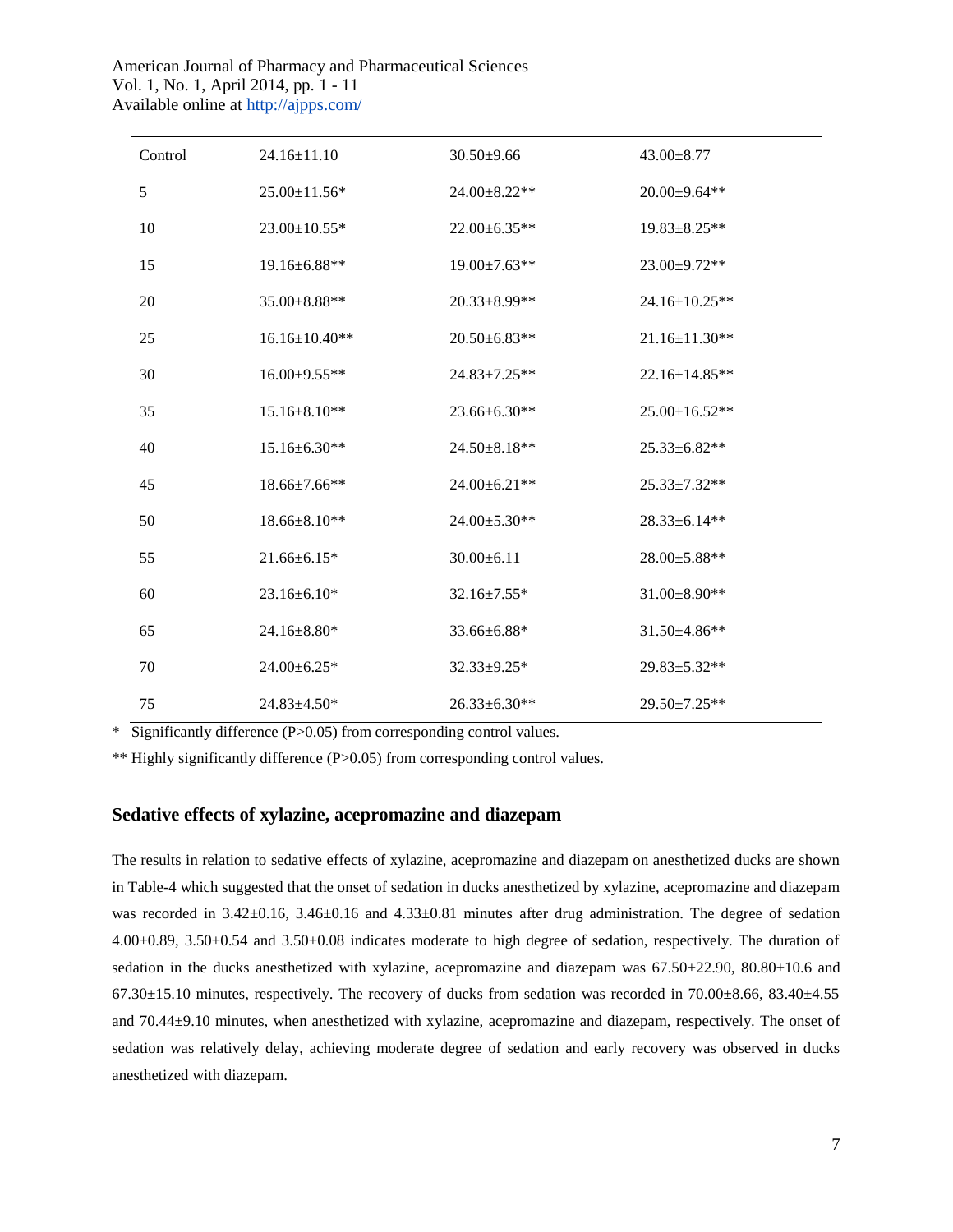| Control | 24.16±11.10 | 30.50±9.66 | 43.00±8.77 |
|---|---|---|---|
| 5 | 25.00±11.56* | 24.00±8.22** | 20.00±9.64** |
| 10 | 23.00±10.55* | 22.00±6.35** | 19.83±8.25** |
| 15 | 19.16±6.88** | 19.00±7.63** | 23.00±9.72** |
| 20 | 35.00±8.88** | 20.33±8.99** | 24.16±10.25** |
| 25 | 16.16±10.40** | 20.50±6.83** | 21.16±11.30** |
| 30 | 16.00±9.55** | 24.83±7.25** | 22.16±14.85** |
| 35 | 15.16±8.10** | 23.66±6.30** | 25.00±16.52** |
| 40 | 15.16±6.30** | 24.50±8.18** | 25.33±6.82** |
| 45 | 18.66±7.66** | 24.00±6.21** | 25.33±7.32** |
| 50 | 18.66±8.10** | 24.00±5.30** | 28.33±6.14** |
| 55 | 21.66±6.15* | 30.00±6.11 | 28.00±5.88** |
| 60 | 23.16±6.10* | 32.16±7.55* | 31.00±8.90** |
| 65 | 24.16±8.80* | 33.66±6.88* | 31.50±4.86** |
| 70 | 24.00±6.25* | 32.33±9.25* | 29.83±5.32** |
| 75 | 24.83±4.50* | 26.33±6.30** | 29.50±7.25** |

\* Significantly difference ($P>0.05$) from corresponding control values.

\** Highly significantly difference ($P>0.05$) from corresponding control values.

### Sedative effects of xylazine, acepromazine and diazepam

The results in relation to sedative effects of xylazine, acepromazine and diazepam on anesthetized ducks are shown in Table-4 which suggested that the onset of sedation in ducks anesthetized by xylazine, acepromazine and diazepam was recorded in 3.42±0.16, 3.46±0.16 and 4.33±0.81 minutes after drug administration. The degree of sedation 4.00±0.89, 3.50±0.54 and 3.50±0.08 indicates moderate to high degree of sedation, respectively. The duration of sedation in the ducks anesthetized with xylazine, acepromazine and diazepam was 67.50±22.90, 80.80±10.6 and 67.30±15.10 minutes, respectively. The recovery of ducks from sedation was recorded in 70.00±8.66, 83.40±4.55 and 70.44±9.10 minutes, when anesthetized with xylazine, acepromazine and diazepam, respectively. The onset of sedation was relatively delay, achieving moderate degree of sedation and early recovery was observed in ducks anesthetized with diazepam.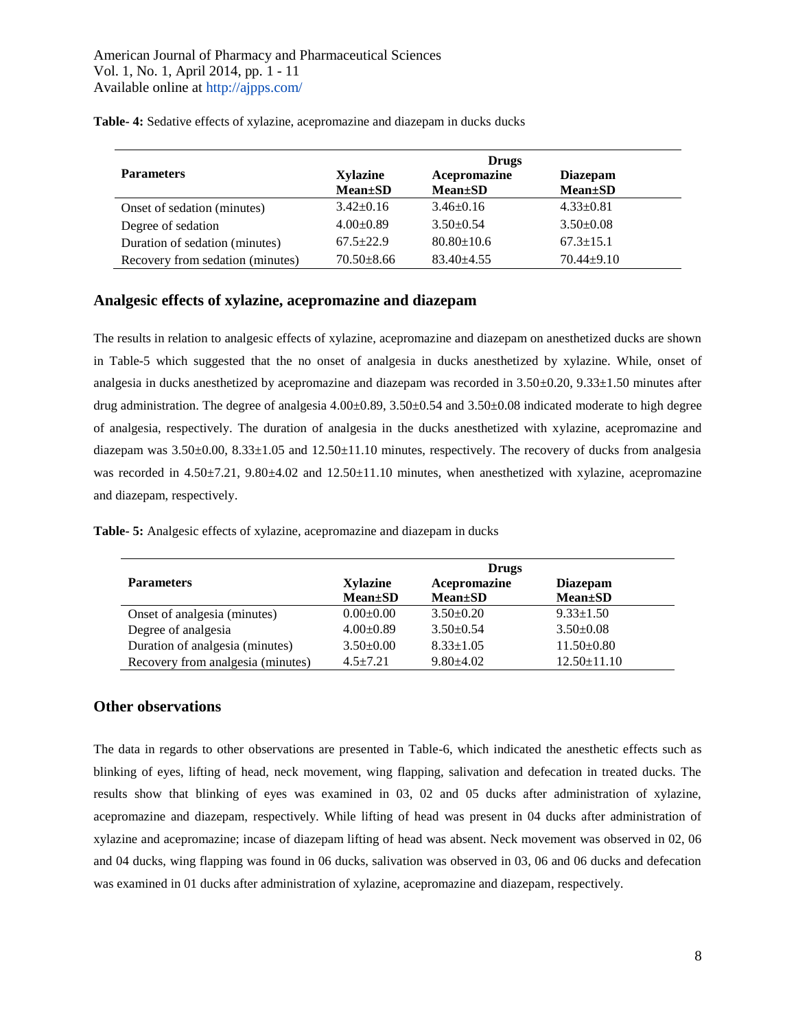**Table- 4:** Sedative effects of xylazine, acepromazine and diazepam in ducks ducks

| Parameters | Drugs | | |
|---|---|---|---|
| | Xylazine Mean±SD | Acepromazine Mean±SD | Diazepam Mean±SD |
| Onset of sedation (minutes) | 3.42±0.16 | 3.46±0.16 | 4.33±0.81 |
| Degree of sedation | 4.00±0.89 | 3.50±0.54 | 3.50±0.08 |
| Duration of sedation (minutes) | 67.5±22.9 | 80.80±10.6 | 67.3±15.1 |
| Recovery from sedation (minutes) | 70.50±8.66 | 83.40±4.55 | 70.44±9.10 |

## Analgesic effects of xylazine, acepromazine and diazepam

The results in relation to analgesic effects of xylazine, acepromazine and diazepam on anesthetized ducks are shown in Table-5 which suggested that the no onset of analgesia in ducks anesthetized by xylazine. While, onset of analgesia in ducks anesthetized by acepromazine and diazepam was recorded in 3.50±0.20, 9.33±1.50 minutes after drug administration. The degree of analgesia 4.00±0.89, 3.50±0.54 and 3.50±0.08 indicated moderate to high degree of analgesia, respectively. The duration of analgesia in the ducks anesthetized with xylazine, acepromazine and diazepam was 3.50±0.00, 8.33±1.05 and 12.50±11.10 minutes, respectively. The recovery of ducks from analgesia was recorded in 4.50±7.21, 9.80±4.02 and 12.50±11.10 minutes, when anesthetized with xylazine, acepromazine and diazepam, respectively.

**Table- 5:** Analgesic effects of xylazine, acepromazine and diazepam in ducks

| Parameters | Drugs | | |
|---|---|---|---|
| | Xylazine Mean±SD | Acepromazine Mean±SD | Diazepam Mean±SD |
| Onset of analgesia (minutes) | 0.00±0.00 | 3.50±0.20 | 9.33±1.50 |
| Degree of analgesia | 4.00±0.89 | 3.50±0.54 | 3.50±0.08 |
| Duration of analgesia (minutes) | 3.50±0.00 | 8.33±1.05 | 11.50±0.80 |
| Recovery from analgesia (minutes) | 4.5±7.21 | 9.80±4.02 | 12.50±11.10 |

## Other observations

The data in regards to other observations are presented in Table-6, which indicated the anesthetic effects such as blinking of eyes, lifting of head, neck movement, wing flapping, salivation and defecation in treated ducks. The results show that blinking of eyes was examined in 03, 02 and 05 ducks after administration of xylazine, acepromazine and diazepam, respectively. While lifting of head was present in 04 ducks after administration of xylazine and acepromazine; incase of diazepam lifting of head was absent. Neck movement was observed in 02, 06 and 04 ducks, wing flapping was found in 06 ducks, salivation was observed in 03, 06 and 06 ducks and defecation was examined in 01 ducks after administration of xylazine, acepromazine and diazepam, respectively.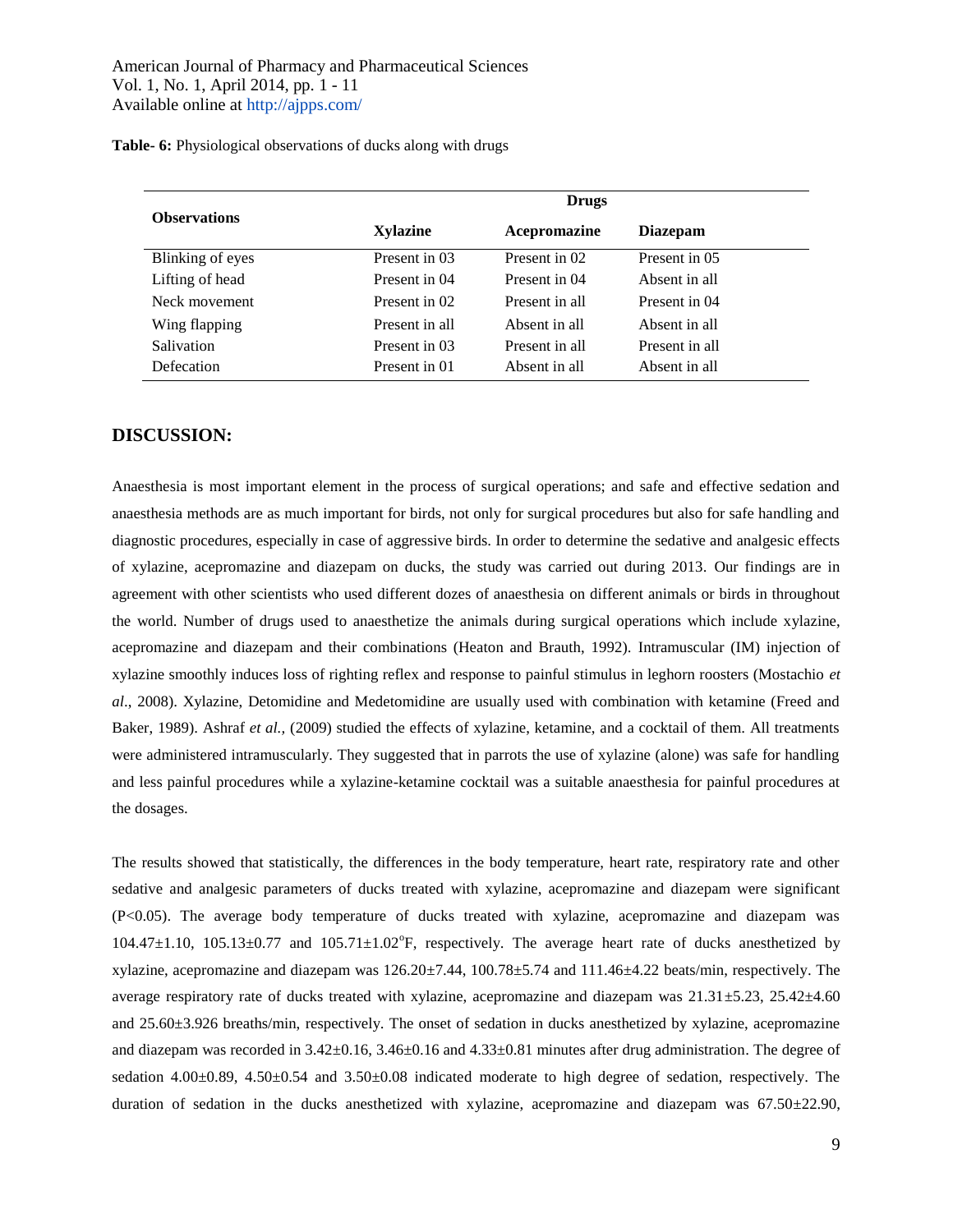**Table- 6:** Physiological observations of ducks along with drugs

| Observations | Drugs | | |
|---|---|---|---|
| | **Xylazine** | **Acepromazine** | **Diazepam** |
| Blinking of eyes | Present in 03 | Present in 02 | Present in 05 |
| Lifting of head | Present in 04 | Present in 04 | Absent in all |
| Neck movement | Present in 02 | Present in all | Present in 04 |
| Wing flapping | Present in all | Absent in all | Absent in all |
| Salivation | Present in 03 | Present in all | Present in all |
| Defecation | Present in 01 | Absent in all | Absent in all |

## DISCUSSION:

Anaesthesia is most important element in the process of surgical operations; and safe and effective sedation and anaesthesia methods are as much important for birds, not only for surgical procedures but also for safe handling and diagnostic procedures, especially in case of aggressive birds. In order to determine the sedative and analgesic effects of xylazine, acepromazine and diazepam on ducks, the study was carried out during 2013. Our findings are in agreement with other scientists who used different dozes of anaesthesia on different animals or birds in throughout the world. Number of drugs used to anaesthetize the animals during surgical operations which include xylazine, acepromazine and diazepam and their combinations (Heaton and Brauth, 1992). Intramuscular (IM) injection of xylazine smoothly induces loss of righting reflex and response to painful stimulus in leghorn roosters (Mostachio *et al*., 2008). Xylazine, Detomidine and Medetomidine are usually used with combination with ketamine (Freed and Baker, 1989). Ashraf *et al.,* (2009) studied the effects of xylazine, ketamine, and a cocktail of them. All treatments were administered intramuscularly. They suggested that in parrots the use of xylazine (alone) was safe for handling and less painful procedures while a xylazine-ketamine cocktail was a suitable anaesthesia for painful procedures at the dosages.

The results showed that statistically, the differences in the body temperature, heart rate, respiratory rate and other sedative and analgesic parameters of ducks treated with xylazine, acepromazine and diazepam were significant ($P<0.05$). The average body temperature of ducks treated with xylazine, acepromazine and diazepam was $104.47\pm1.10$, $105.13\pm0.77$ and $105.71\pm1.02^{o}F$, respectively. The average heart rate of ducks anesthetized by xylazine, acepromazine and diazepam was $126.20\pm7.44$, $100.78\pm5.74$ and $111.46\pm4.22$ beats/min, respectively. The average respiratory rate of ducks treated with xylazine, acepromazine and diazepam was $21.31\pm5.23$, $25.42\pm4.60$ and $25.60\pm3.926$ breaths/min, respectively. The onset of sedation in ducks anesthetized by xylazine, acepromazine and diazepam was recorded in $3.42\pm0.16$, $3.46\pm0.16$ and $4.33\pm0.81$ minutes after drug administration. The degree of sedation $4.00\pm0.89$, $4.50\pm0.54$ and $3.50\pm0.08$ indicated moderate to high degree of sedation, respectively. The duration of sedation in the ducks anesthetized with xylazine, acepromazine and diazepam was $67.50\pm22.90$,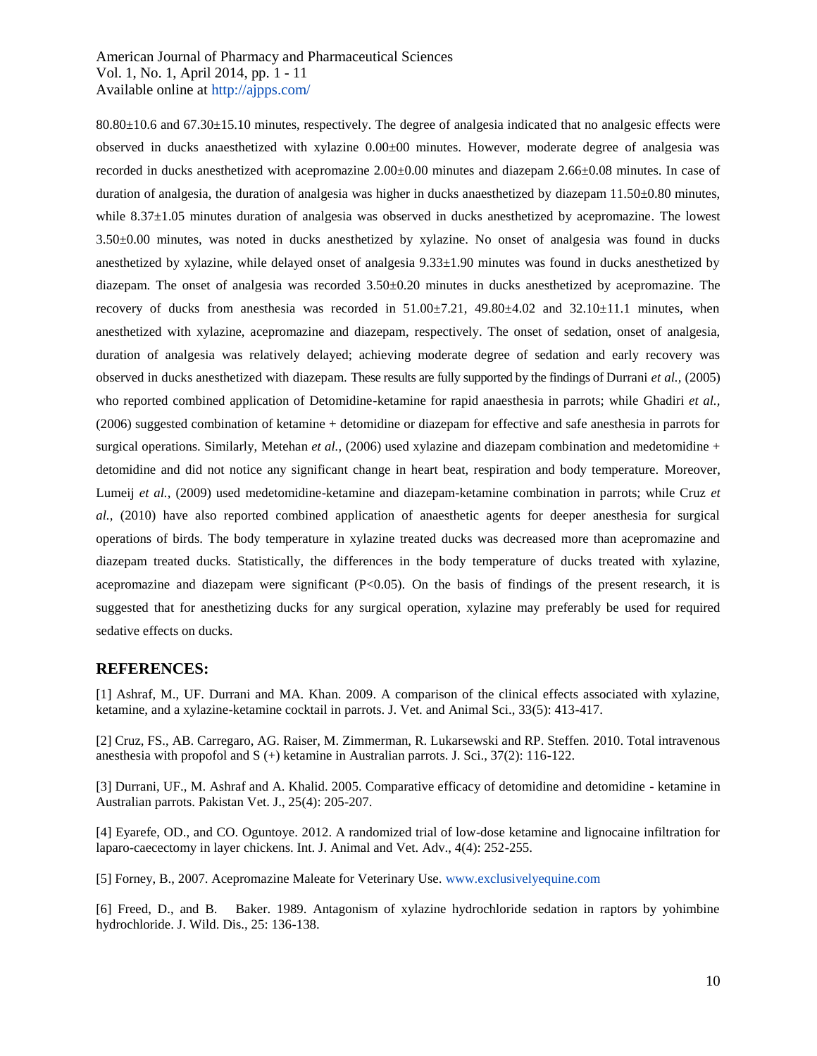80.80±10.6 and 67.30±15.10 minutes, respectively. The degree of analgesia indicated that no analgesic effects were observed in ducks anaesthetized with xylazine 0.00±00 minutes. However, moderate degree of analgesia was recorded in ducks anesthetized with acepromazine 2.00±0.00 minutes and diazepam 2.66±0.08 minutes. In case of duration of analgesia, the duration of analgesia was higher in ducks anaesthetized by diazepam 11.50±0.80 minutes, while 8.37±1.05 minutes duration of analgesia was observed in ducks anesthetized by acepromazine. The lowest 3.50±0.00 minutes, was noted in ducks anesthetized by xylazine. No onset of analgesia was found in ducks anesthetized by xylazine, while delayed onset of analgesia 9.33±1.90 minutes was found in ducks anesthetized by diazepam. The onset of analgesia was recorded 3.50±0.20 minutes in ducks anesthetized by acepromazine. The recovery of ducks from anesthesia was recorded in 51.00±7.21, 49.80±4.02 and 32.10±11.1 minutes, when anesthetized with xylazine, acepromazine and diazepam, respectively. The onset of sedation, onset of analgesia, duration of analgesia was relatively delayed; achieving moderate degree of sedation and early recovery was observed in ducks anesthetized with diazepam. These results are fully supported by the findings of Durrani *et al.,* (2005) who reported combined application of Detomidine-ketamine for rapid anaesthesia in parrots; while Ghadiri *et al.,* (2006) suggested combination of ketamine + detomidine or diazepam for effective and safe anesthesia in parrots for surgical operations. Similarly, Metehan *et al.,* (2006) used xylazine and diazepam combination and medetomidine + detomidine and did not notice any significant change in heart beat, respiration and body temperature. Moreover, Lumeij *et al.,* (2009) used medetomidine-ketamine and diazepam-ketamine combination in parrots; while Cruz *et al.,* (2010) have also reported combined application of anaesthetic agents for deeper anesthesia for surgical operations of birds. The body temperature in xylazine treated ducks was decreased more than acepromazine and diazepam treated ducks. Statistically, the differences in the body temperature of ducks treated with xylazine, acepromazine and diazepam were significant ($P<0.05$). On the basis of findings of the present research, it is suggested that for anesthetizing ducks for any surgical operation, xylazine may preferably be used for required sedative effects on ducks.

## REFERENCES:

[1] Ashraf, M., UF. Durrani and MA. Khan. 2009. A comparison of the clinical effects associated with xylazine, ketamine, and a xylazine-ketamine cocktail in parrots. J. Vet. and Animal Sci., 33(5): 413-417.

[2] Cruz, FS., AB. Carregaro, AG. Raiser, M. Zimmerman, R. Lukarsewski and RP. Steffen. 2010. Total intravenous anesthesia with propofol and S (+) ketamine in Australian parrots. J. Sci., 37(2): 116-122.

[3] Durrani, UF., M. Ashraf and A. Khalid. 2005. Comparative efficacy of detomidine and detomidine - ketamine in Australian parrots. Pakistan Vet. J., 25(4): 205-207.

[4] Eyarefe, OD., and CO. Oguntoye. 2012. A randomized trial of low-dose ketamine and lignocaine infiltration for laparo-caecectomy in layer chickens. Int. J. Animal and Vet. Adv., 4(4): 252-255.

[5] Forney, B., 2007. Acepromazine Maleate for Veterinary Use. www.exclusivelyequine.com

[6] Freed, D., and B. Baker. 1989. Antagonism of xylazine hydrochloride sedation in raptors by yohimbine hydrochloride. J. Wild. Dis., 25: 136-138.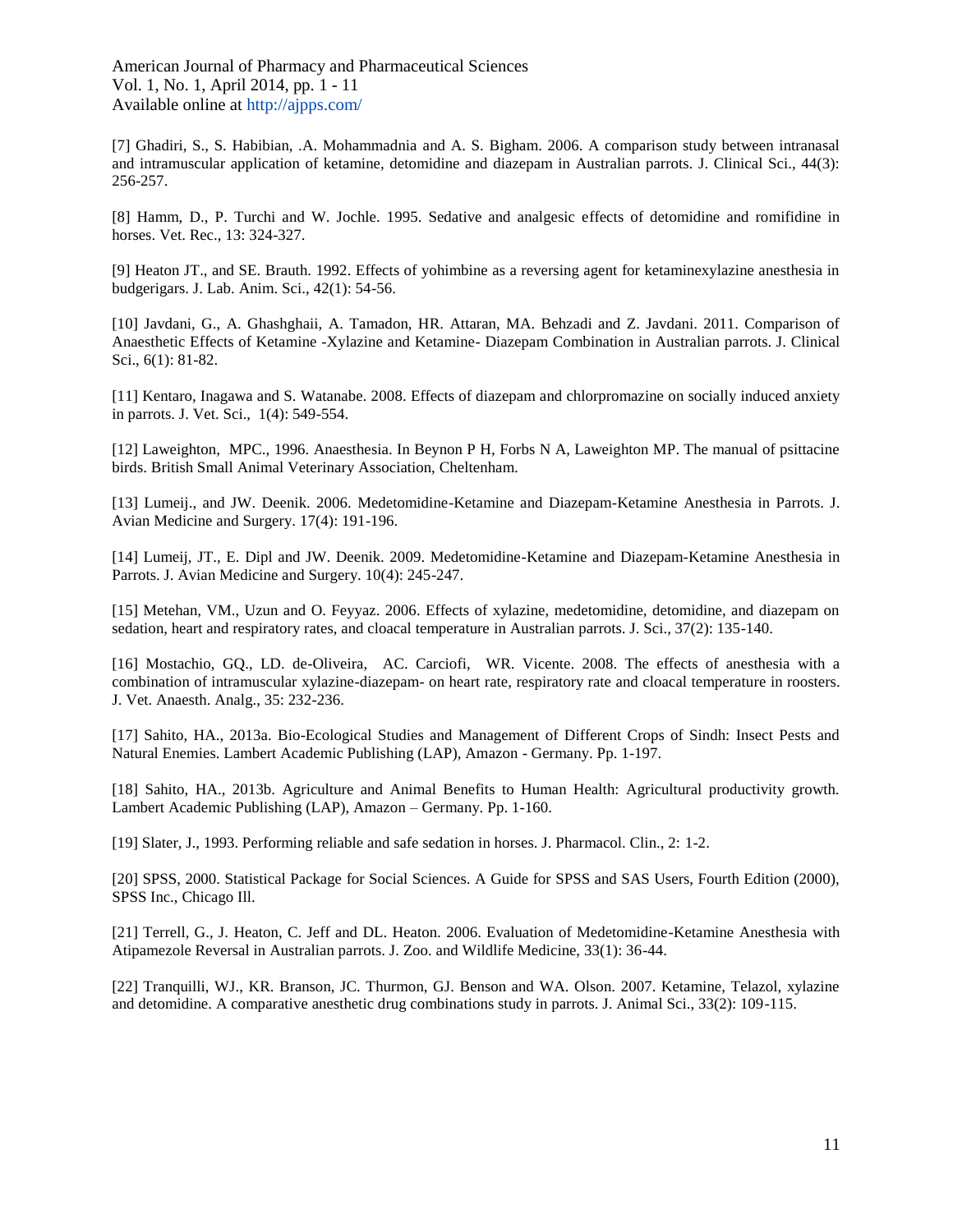[7] Ghadiri, S., S. Habibian, .A. Mohammadnia and A. S. Bigham. 2006. A comparison study between intranasal and intramuscular application of ketamine, detomidine and diazepam in Australian parrots. J. Clinical Sci., 44(3): 256-257.

[8] Hamm, D., P. Turchi and W. Jochle. 1995. Sedative and analgesic effects of detomidine and romifidine in horses. Vet. Rec., 13: 324-327.

[9] Heaton JT., and SE. Brauth. 1992. Effects of yohimbine as a reversing agent for ketaminexylazine anesthesia in budgerigars. J. Lab. Anim. Sci., 42(1): 54-56.

[10] Javdani, G., A. Ghashghaii, A. Tamadon, HR. Attaran, MA. Behzadi and Z. Javdani. 2011. Comparison of Anaesthetic Effects of Ketamine -Xylazine and Ketamine- Diazepam Combination in Australian parrots. J. Clinical Sci., 6(1): 81-82.

[11] Kentaro, Inagawa and S. Watanabe. 2008. Effects of diazepam and chlorpromazine on socially induced anxiety in parrots. J. Vet. Sci., 1(4): 549-554.

[12] Laweighton, MPC., 1996. Anaesthesia. In Beynon P H, Forbs N A, Laweighton MP. The manual of psittacine birds. British Small Animal Veterinary Association, Cheltenham.

[13] Lumeij., and JW. Deenik. 2006. Medetomidine-Ketamine and Diazepam-Ketamine Anesthesia in Parrots. J. Avian Medicine and Surgery. 17(4): 191-196.

[14] Lumeij, JT., E. Dipl and JW. Deenik. 2009. Medetomidine-Ketamine and Diazepam-Ketamine Anesthesia in Parrots. J. Avian Medicine and Surgery. 10(4): 245-247.

[15] Metehan, VM., Uzun and O. Feyyaz. 2006. Effects of xylazine, medetomidine, detomidine, and diazepam on sedation, heart and respiratory rates, and cloacal temperature in Australian parrots. J. Sci., 37(2): 135-140.

[16] Mostachio, GQ., LD. de-Oliveira, AC. Carciofi, WR. Vicente. 2008. The effects of anesthesia with a combination of intramuscular xylazine-diazepam- on heart rate, respiratory rate and cloacal temperature in roosters. J. Vet. Anaesth. Analg., 35: 232-236.

[17] Sahito, HA., 2013a. Bio-Ecological Studies and Management of Different Crops of Sindh: Insect Pests and Natural Enemies. Lambert Academic Publishing (LAP), Amazon - Germany. Pp. 1-197.

[18] Sahito, HA., 2013b. Agriculture and Animal Benefits to Human Health: Agricultural productivity growth. Lambert Academic Publishing (LAP), Amazon – Germany. Pp. 1-160.

[19] Slater, J., 1993. Performing reliable and safe sedation in horses. J. Pharmacol. Clin., 2: 1-2.

[20] SPSS, 2000. Statistical Package for Social Sciences. A Guide for SPSS and SAS Users, Fourth Edition (2000), SPSS Inc., Chicago Ill.

[21] Terrell, G., J. Heaton, C. Jeff and DL. Heaton. 2006. Evaluation of Medetomidine-Ketamine Anesthesia with Atipamezole Reversal in Australian parrots. J. Zoo. and Wildlife Medicine, 33(1): 36-44.

[22] Tranquilli, WJ., KR. Branson, JC. Thurmon, GJ. Benson and WA. Olson. 2007. Ketamine, Telazol, xylazine and detomidine. A comparative anesthetic drug combinations study in parrots. J. Animal Sci., 33(2): 109-115.